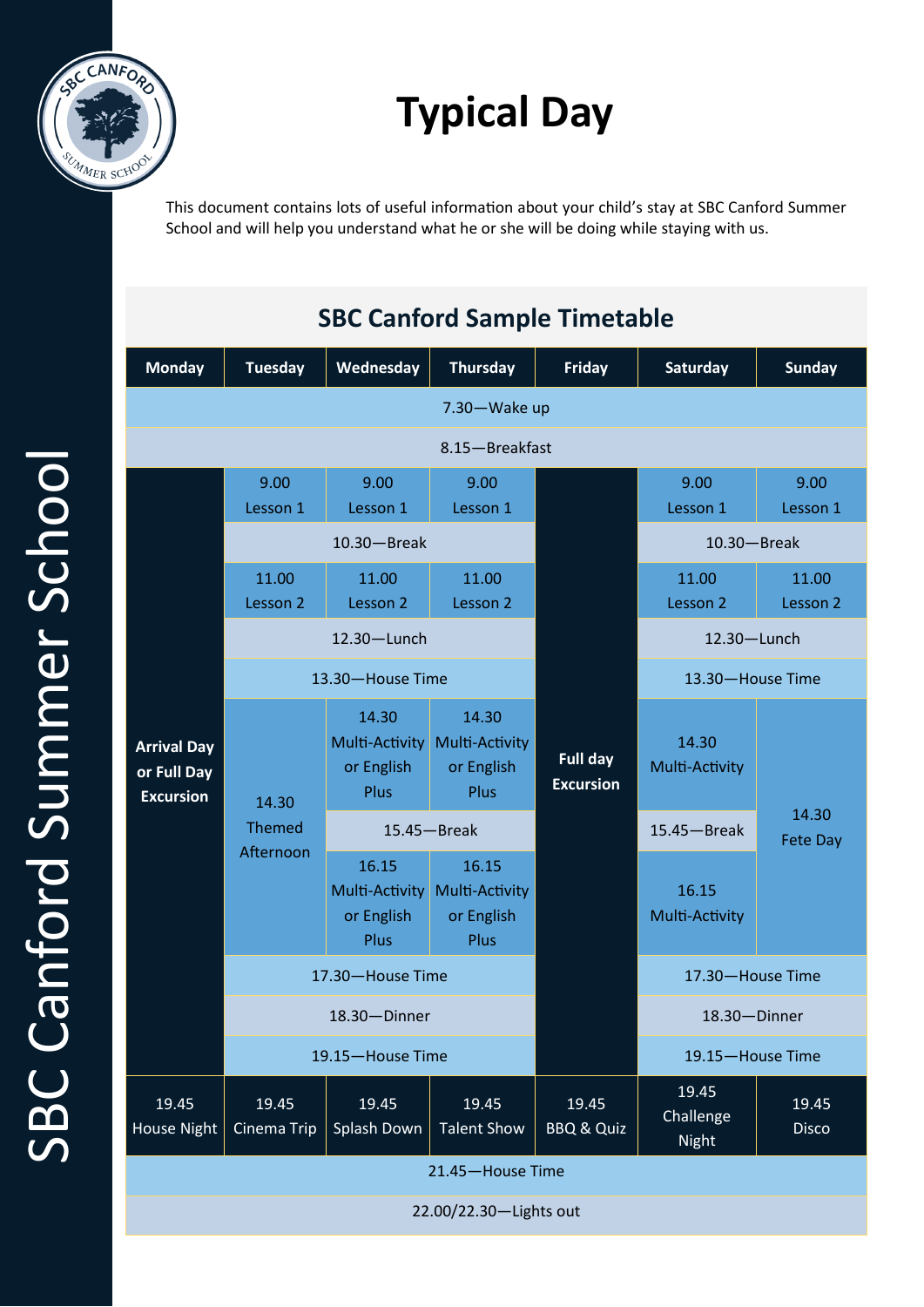# Typical Day

This document contains lots of useful information about your child's stay at SBC Canford Summer School and will help you understand what he or she will be doing while staying with us.

## SBC Canford Sample Timetable

| Monday | Tuesday | Wednesday | Thursday | Friday | Saturday | Sunday |
|---|---|---|---|---|---|---|
| 7.30—Wake up | | | | | | |
| 8.15—Breakfast | | | | | | |
| **Arrival Day or Full Day Excursion** | 9.00 Lesson 1 | 9.00 Lesson 1 | 9.00 Lesson 1 | **Full day Excursion** | 9.00 Lesson 1 | 9.00 Lesson 1 |
| | 10.30—Break | | | | 10.30—Break | |
| | 11.00 Lesson 2 | 11.00 Lesson 2 | 11.00 Lesson 2 | | 11.00 Lesson 2 | 11.00 Lesson 2 |
| | 12.30—Lunch | | | | 12.30—Lunch | |
| | 13.30—House Time | | | | 13.30—House Time | |
| | 14.30 Themed Afternoon | 14.30 Multi-Activity or English Plus | 14.30 Multi-Activity or English Plus | | 14.30 Multi-Activity | 14.30 Fete Day |
| | | 15.45—Break | | | 15.45—Break | |
| | | 16.15 Multi-Activity or English Plus | 16.15 Multi-Activity or English Plus | | 16.15 Multi-Activity | |
| | 17.30—House Time | | | | 17.30—House Time | |
| | 18.30—Dinner | | | | 18.30—Dinner | |
| | 19.15—House Time | | | | 19.15—House Time | |
| 19.45 House Night | 19.45 Cinema Trip | 19.45 Splash Down | 19.45 Talent Show | 19.45 BBQ & Quiz | 19.45 Challenge Night | 19.45 Disco |
| 21.45—House Time | | | | | | |
| 22.00/22.30—Lights out | | | | | | |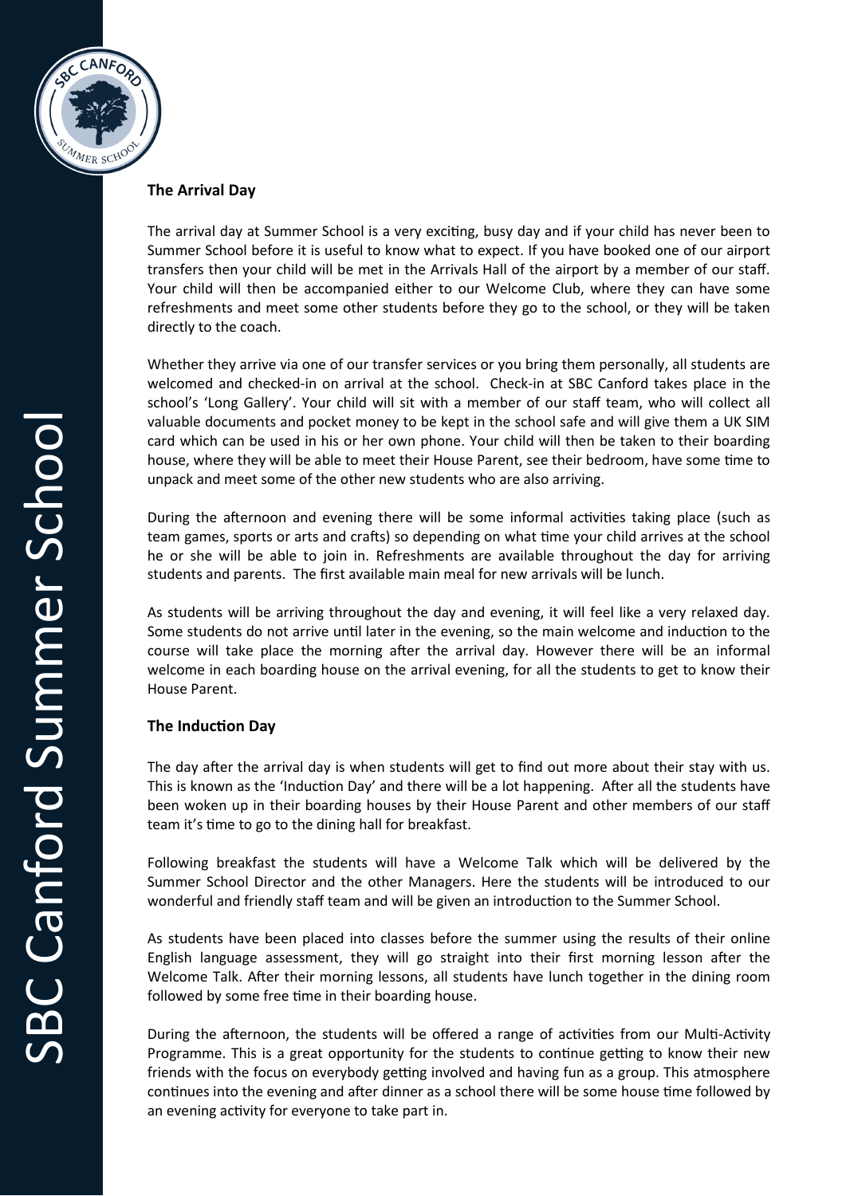## The Arrival Day

The arrival day at Summer School is a very exciting, busy day and if your child has never been to Summer School before it is useful to know what to expect. If you have booked one of our airport transfers then your child will be met in the Arrivals Hall of the airport by a member of our staff. Your child will then be accompanied either to our Welcome Club, where they can have some refreshments and meet some other students before they go to the school, or they will be taken directly to the coach.

Whether they arrive via one of our transfer services or you bring them personally, all students are welcomed and checked-in on arrival at the school. Check-in at SBC Canford takes place in the school's 'Long Gallery'. Your child will sit with a member of our staff team, who will collect all valuable documents and pocket money to be kept in the school safe and will give them a UK SIM card which can be used in his or her own phone. Your child will then be taken to their boarding house, where they will be able to meet their House Parent, see their bedroom, have some time to unpack and meet some of the other new students who are also arriving.

During the afternoon and evening there will be some informal activities taking place (such as team games, sports or arts and crafts) so depending on what time your child arrives at the school he or she will be able to join in. Refreshments are available throughout the day for arriving students and parents. The first available main meal for new arrivals will be lunch.

As students will be arriving throughout the day and evening, it will feel like a very relaxed day. Some students do not arrive until later in the evening, so the main welcome and induction to the course will take place the morning after the arrival day. However there will be an informal welcome in each boarding house on the arrival evening, for all the students to get to know their House Parent.

## The Induction Day

The day after the arrival day is when students will get to find out more about their stay with us. This is known as the 'Induction Day' and there will be a lot happening. After all the students have been woken up in their boarding houses by their House Parent and other members of our staff team it's time to go to the dining hall for breakfast.

Following breakfast the students will have a Welcome Talk which will be delivered by the Summer School Director and the other Managers. Here the students will be introduced to our wonderful and friendly staff team and will be given an introduction to the Summer School.

As students have been placed into classes before the summer using the results of their online English language assessment, they will go straight into their first morning lesson after the Welcome Talk. After their morning lessons, all students have lunch together in the dining room followed by some free time in their boarding house.

During the afternoon, the students will be offered a range of activities from our Multi-Activity Programme. This is a great opportunity for the students to continue getting to know their new friends with the focus on everybody getting involved and having fun as a group. This atmosphere continues into the evening and after dinner as a school there will be some house time followed by an evening activity for everyone to take part in.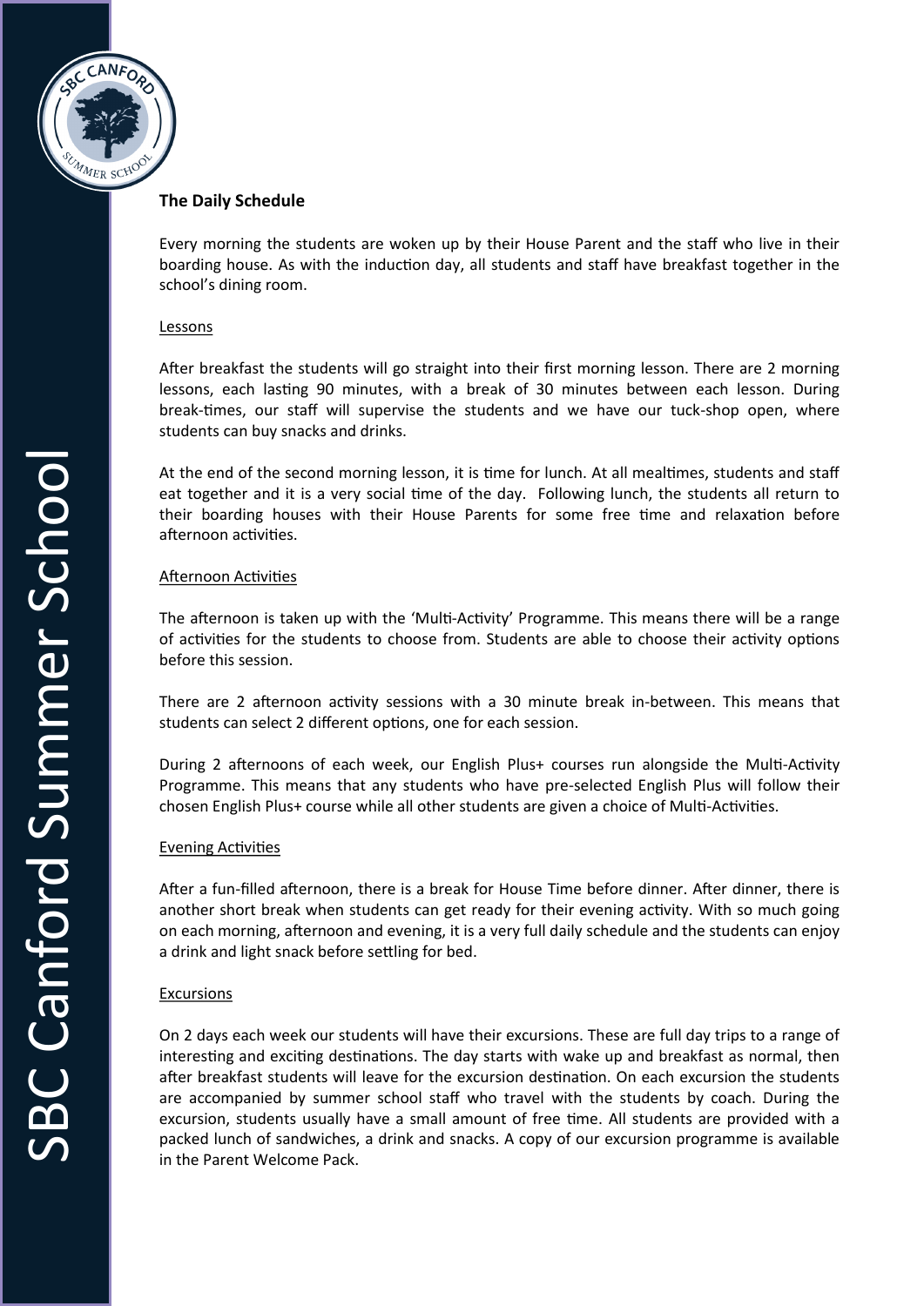## The Daily Schedule

Every morning the students are woken up by their House Parent and the staff who live in their boarding house. As with the induction day, all students and staff have breakfast together in the school's dining room.

### Lessons

After breakfast the students will go straight into their first morning lesson. There are 2 morning lessons, each lasting 90 minutes, with a break of 30 minutes between each lesson. During break-times, our staff will supervise the students and we have our tuck-shop open, where students can buy snacks and drinks.

At the end of the second morning lesson, it is time for lunch. At all mealtimes, students and staff eat together and it is a very social time of the day. Following lunch, the students all return to their boarding houses with their House Parents for some free time and relaxation before afternoon activities.

### Afternoon Activities

The afternoon is taken up with the 'Multi-Activity' Programme. This means there will be a range of activities for the students to choose from. Students are able to choose their activity options before this session.

There are 2 afternoon activity sessions with a 30 minute break in-between. This means that students can select 2 different options, one for each session.

During 2 afternoons of each week, our English Plus+ courses run alongside the Multi-Activity Programme. This means that any students who have pre-selected English Plus will follow their chosen English Plus+ course while all other students are given a choice of Multi-Activities.

### Evening Activities

After a fun-filled afternoon, there is a break for House Time before dinner. After dinner, there is another short break when students can get ready for their evening activity. With so much going on each morning, afternoon and evening, it is a very full daily schedule and the students can enjoy a drink and light snack before settling for bed.

### Excursions

On 2 days each week our students will have their excursions. These are full day trips to a range of interesting and exciting destinations. The day starts with wake up and breakfast as normal, then after breakfast students will leave for the excursion destination. On each excursion the students are accompanied by summer school staff who travel with the students by coach. During the excursion, students usually have a small amount of free time. All students are provided with a packed lunch of sandwiches, a drink and snacks. A copy of our excursion programme is available in the Parent Welcome Pack.